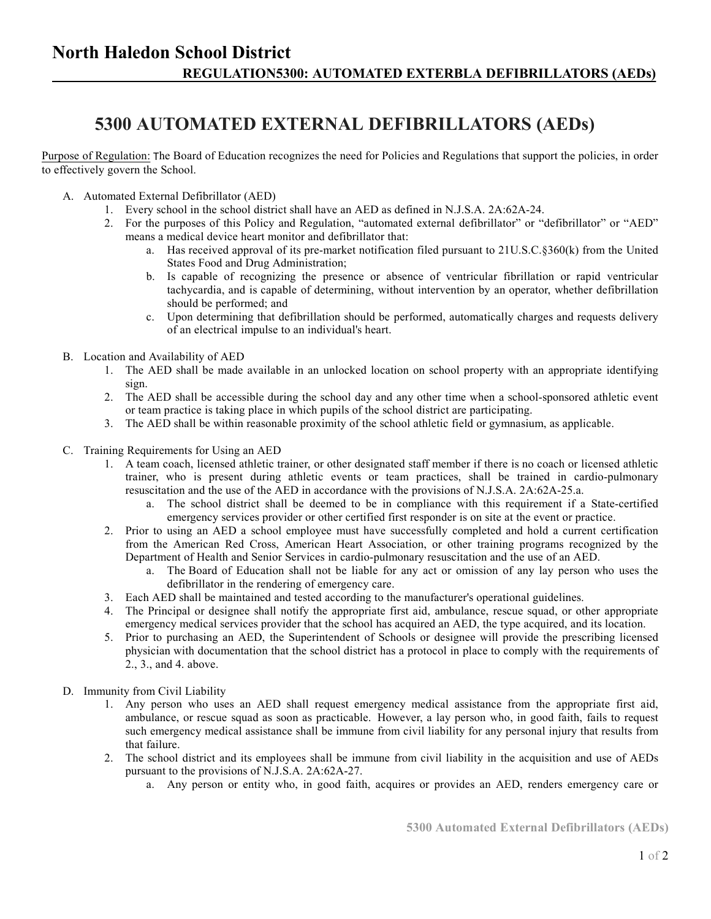# North Haledon School District

## REGULATION5300: AUTOMATED EXTERBLA DEFIBRILLATORS (AEDs)

# 5300 AUTOMATED EXTERNAL DEFIBRILLATORS (AEDs)

Purpose of Regulation: The Board of Education recognizes the need for Policies and Regulations that support the policies, in order to effectively govern the School.

A. Automated External Defibrillator (AED)
   1. Every school in the school district shall have an AED as defined in N.J.S.A. 2A:62A-24.
   2. For the purposes of this Policy and Regulation, "automated external defibrillator" or "defibrillator" or "AED" means a medical device heart monitor and defibrillator that:
      a. Has received approval of its pre-market notification filed pursuant to 21U.S.C.§360(k) from the United States Food and Drug Administration;
      b. Is capable of recognizing the presence or absence of ventricular fibrillation or rapid ventricular tachycardia, and is capable of determining, without intervention by an operator, whether defibrillation should be performed; and
      c. Upon determining that defibrillation should be performed, automatically charges and requests delivery of an electrical impulse to an individual's heart.

B. Location and Availability of AED
   1. The AED shall be made available in an unlocked location on school property with an appropriate identifying sign.
   2. The AED shall be accessible during the school day and any other time when a school-sponsored athletic event or team practice is taking place in which pupils of the school district are participating.
   3. The AED shall be within reasonable proximity of the school athletic field or gymnasium, as applicable.

C. Training Requirements for Using an AED
   1. A team coach, licensed athletic trainer, or other designated staff member if there is no coach or licensed athletic trainer, who is present during athletic events or team practices, shall be trained in cardio-pulmonary resuscitation and the use of the AED in accordance with the provisions of N.J.S.A. 2A:62A-25.a.
      a. The school district shall be deemed to be in compliance with this requirement if a State-certified emergency services provider or other certified first responder is on site at the event or practice.
   2. Prior to using an AED a school employee must have successfully completed and hold a current certification from the American Red Cross, American Heart Association, or other training programs recognized by the Department of Health and Senior Services in cardio-pulmonary resuscitation and the use of an AED.
      a. The Board of Education shall not be liable for any act or omission of any lay person who uses the defibrillator in the rendering of emergency care.
   3. Each AED shall be maintained and tested according to the manufacturer's operational guidelines.
   4. The Principal or designee shall notify the appropriate first aid, ambulance, rescue squad, or other appropriate emergency medical services provider that the school has acquired an AED, the type acquired, and its location.
   5. Prior to purchasing an AED, the Superintendent of Schools or designee will provide the prescribing licensed physician with documentation that the school district has a protocol in place to comply with the requirements of 2., 3., and 4. above.

D. Immunity from Civil Liability
   1. Any person who uses an AED shall request emergency medical assistance from the appropriate first aid, ambulance, or rescue squad as soon as practicable. However, a lay person who, in good faith, fails to request such emergency medical assistance shall be immune from civil liability for any personal injury that results from that failure.
   2. The school district and its employees shall be immune from civil liability in the acquisition and use of AEDs pursuant to the provisions of N.J.S.A. 2A:62A-27.
      a. Any person or entity who, in good faith, acquires or provides an AED, renders emergency care or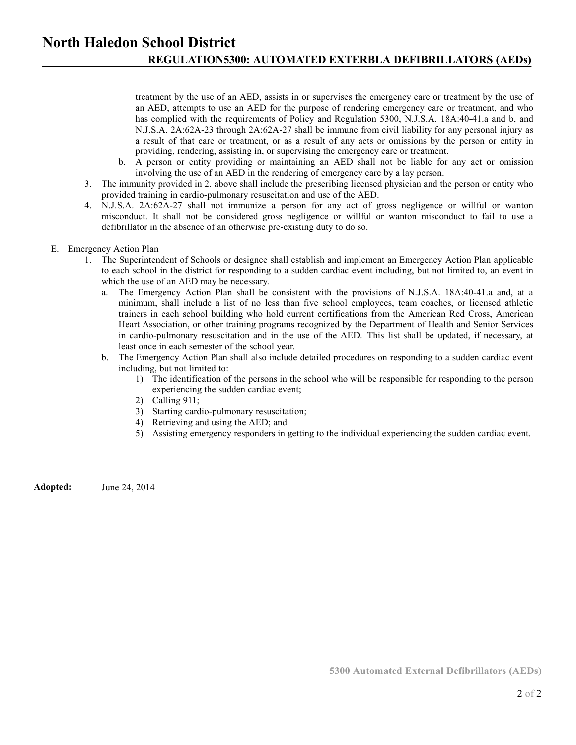treatment by the use of an AED, assists in or supervises the emergency care or treatment by the use of an AED, attempts to use an AED for the purpose of rendering emergency care or treatment, and who has complied with the requirements of Policy and Regulation 5300, N.J.S.A. 18A:40-41.a and b, and N.J.S.A. 2A:62A-23 through 2A:62A-27 shall be immune from civil liability for any personal injury as a result of that care or treatment, or as a result of any acts or omissions by the person or entity in providing, rendering, assisting in, or supervising the emergency care or treatment.

   b. A person or entity providing or maintaining an AED shall not be liable for any act or omission involving the use of an AED in the rendering of emergency care by a lay person.

3. The immunity provided in 2. above shall include the prescribing licensed physician and the person or entity who provided training in cardio-pulmonary resuscitation and use of the AED.
4. N.J.S.A. 2A:62A-27 shall not immunize a person for any act of gross negligence or willful or wanton misconduct. It shall not be considered gross negligence or willful or wanton misconduct to fail to use a defibrillator in the absence of an otherwise pre-existing duty to do so.

E. Emergency Action Plan

1. The Superintendent of Schools or designee shall establish and implement an Emergency Action Plan applicable to each school in the district for responding to a sudden cardiac event including, but not limited to, an event in which the use of an AED may be necessary.
   a. The Emergency Action Plan shall be consistent with the provisions of N.J.S.A. 18A:40-41.a and, at a minimum, shall include a list of no less than five school employees, team coaches, or licensed athletic trainers in each school building who hold current certifications from the American Red Cross, American Heart Association, or other training programs recognized by the Department of Health and Senior Services in cardio-pulmonary resuscitation and in the use of the AED. This list shall be updated, if necessary, at least once in each semester of the school year.
   b. The Emergency Action Plan shall also include detailed procedures on responding to a sudden cardiac event including, but not limited to:
      1) The identification of the persons in the school who will be responsible for responding to the person experiencing the sudden cardiac event;
      2) Calling 911;
      3) Starting cardio-pulmonary resuscitation;
      4) Retrieving and using the AED; and
      5) Assisting emergency responders in getting to the individual experiencing the sudden cardiac event.

**Adopted:** June 24, 2014